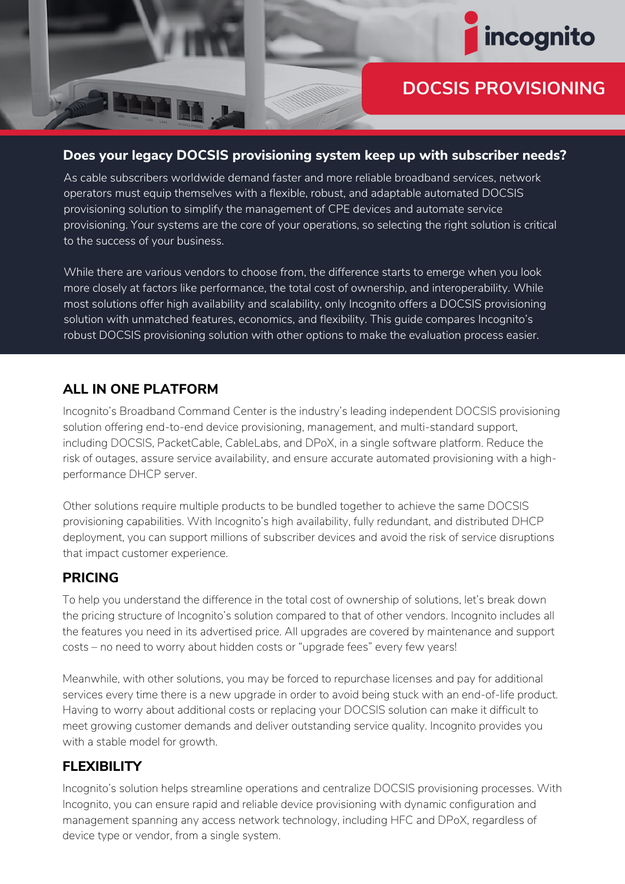# DOCSIS PROVISIONING

## Does your legacy DOCSIS provisioning system keep up with subscriber needs?

As cable subscribers worldwide demand faster and more reliable broadband services, network operators must equip themselves with a flexible, robust, and adaptable automated DOCSIS provisioning solution to simplify the management of CPE devices and automate service provisioning. Your systems are the core of your operations, so selecting the right solution is critical to the success of your business.

While there are various vendors to choose from, the difference starts to emerge when you look more closely at factors like performance, the total cost of ownership, and interoperability. While most solutions offer high availability and scalability, only Incognito offers a DOCSIS provisioning solution with unmatched features, economics, and flexibility. This guide compares Incognito's robust DOCSIS provisioning solution with other options to make the evaluation process easier.

## ALL IN ONE PLATFORM

Incognito's Broadband Command Center is the industry's leading independent DOCSIS provisioning solution offering end-to-end device provisioning, management, and multi-standard support, including DOCSIS, PacketCable, CableLabs, and DPoX, in a single software platform. Reduce the risk of outages, assure service availability, and ensure accurate automated provisioning with a high-performance DHCP server.

Other solutions require multiple products to be bundled together to achieve the same DOCSIS provisioning capabilities. With Incognito's high availability, fully redundant, and distributed DHCP deployment, you can support millions of subscriber devices and avoid the risk of service disruptions that impact customer experience.

## PRICING

To help you understand the difference in the total cost of ownership of solutions, let's break down the pricing structure of Incognito's solution compared to that of other vendors. Incognito includes all the features you need in its advertised price. All upgrades are covered by maintenance and support costs – no need to worry about hidden costs or "upgrade fees" every few years!

Meanwhile, with other solutions, you may be forced to repurchase licenses and pay for additional services every time there is a new upgrade in order to avoid being stuck with an end-of-life product. Having to worry about additional costs or replacing your DOCSIS solution can make it difficult to meet growing customer demands and deliver outstanding service quality. Incognito provides you with a stable model for growth.

## FLEXIBILITY

Incognito's solution helps streamline operations and centralize DOCSIS provisioning processes. With Incognito, you can ensure rapid and reliable device provisioning with dynamic configuration and management spanning any access network technology, including HFC and DPoX, regardless of device type or vendor, from a single system.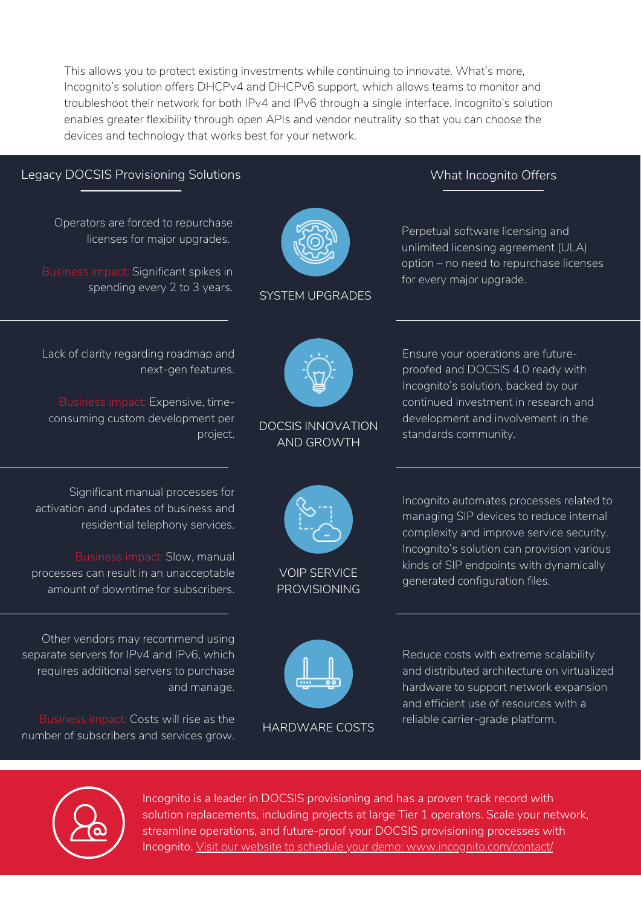This allows you to protect existing investments while continuing to innovate. What's more, Incognito's solution offers DHCPv4 and DHCPv6 support, which allows teams to monitor and troubleshoot their network for both IPv4 and IPv6 through a single interface. Incognito's solution enables greater flexibility through open APIs and vendor neutrality so that you can choose the devices and technology that works best for your network.

| Legacy DOCSIS Provisioning Solutions | | What Incognito Offers |
|---|---|---|
| Operators are forced to repurchase licenses for major upgrades.<br><br>Business impact: Significant spikes in spending every 2 to 3 years. | SYSTEM UPGRADES | Perpetual software licensing and unlimited licensing agreement (ULA) option – no need to repurchase licenses for every major upgrade. |
| Lack of clarity regarding roadmap and next-gen features.<br><br>Business impact: Expensive, time-consuming custom development per project. | DOCSIS INNOVATION AND GROWTH | Ensure your operations are future-proofed and DOCSIS 4.0 ready with Incognito's solution, backed by our continued investment in research and development and involvement in the standards community. |
| Significant manual processes for activation and updates of business and residential telephony services.<br><br>Business impact: Slow, manual processes can result in an unacceptable amount of downtime for subscribers. | VOIP SERVICE PROVISIONING | Incognito automates processes related to managing SIP devices to reduce internal complexity and improve service security. Incognito's solution can provision various kinds of SIP endpoints with dynamically generated configuration files. |
| Other vendors may recommend using separate servers for IPv4 and IPv6, which requires additional servers to purchase and manage.<br><br>Business impact: Costs will rise as the number of subscribers and services grow. | HARDWARE COSTS | Reduce costs with extreme scalability and distributed architecture on virtualized hardware to support network expansion and efficient use of resources with a reliable carrier-grade platform. |

Incognito is a leader in DOCSIS provisioning and has a proven track record with solution replacements, including projects at large Tier 1 operators. Scale your network, streamline operations, and future-proof your DOCSIS provisioning processes with Incognito. [Visit our website to schedule your demo: www.incognito.com/contact/](http://www.incognito.com/contact/)